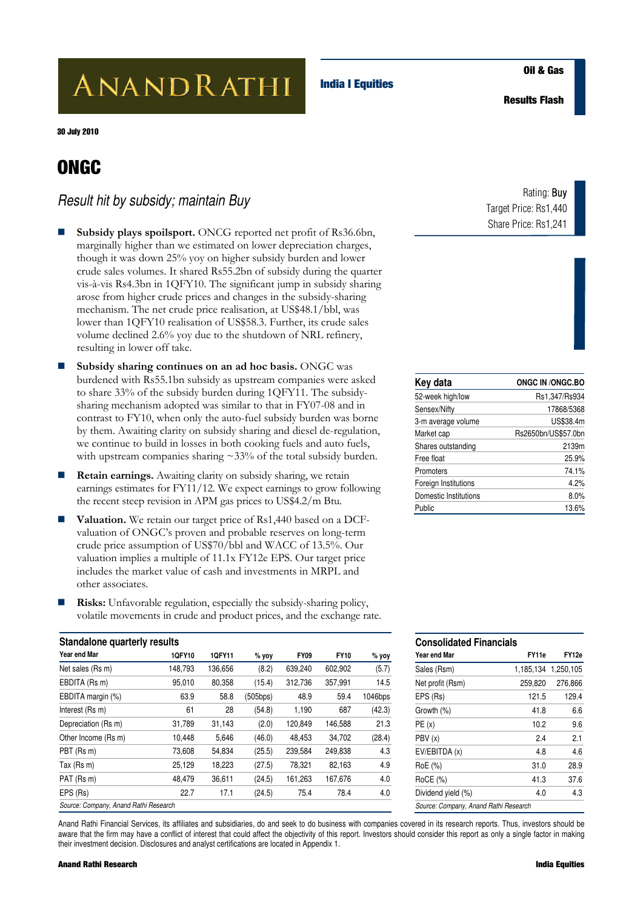ANANDRATHI

India I Equities

Oil & Gas

Results Flash

30 July 2010

# ONGC

## *Result hit by subsidy; maintain Buy*

Rating: **Buy**
Target Price: Rs1,440
Share Price: Rs1,241

- **Subsidy plays spoilsport.** ONCG reported net profit of Rs36.6bn, marginally higher than we estimated on lower depreciation charges, though it was down 25% yoy on higher subsidy burden and lower crude sales volumes. It shared Rs55.2bn of subsidy during the quarter vis-à-vis Rs4.3bn in 1QFY10. The significant jump in subsidy sharing arose from higher crude prices and changes in the subsidy-sharing mechanism. The net crude price realisation, at US$48.1/bbl, was lower than 1QFY10 realisation of US$58.3. Further, its crude sales volume declined 2.6% yoy due to the shutdown of NRL refinery, resulting in lower off take.
- **Subsidy sharing continues on an ad hoc basis.** ONGC was burdened with Rs55.1bn subsidy as upstream companies were asked to share 33% of the subsidy burden during 1QFY11. The subsidy-sharing mechanism adopted was similar to that in FY07-08 and in contrast to FY10, when only the auto-fuel subsidy burden was borne by them. Awaiting clarity on subsidy sharing and diesel de-regulation, we continue to build in losses in both cooking fuels and auto fuels, with upstream companies sharing ~33% of the total subsidy burden.
- **Retain earnings.** Awaiting clarity on subsidy sharing, we retain earnings estimates for FY11/12. We expect earnings to grow following the recent steep revision in APM gas prices to US$4.2/m Btu.
- **Valuation.** We retain our target price of Rs1,440 based on a DCF-valuation of ONGC's proven and probable reserves on long-term crude price assumption of US$70/bbl and WACC of 13.5%. Our valuation implies a multiple of 11.1x FY12e EPS. Our target price includes the market value of cash and investments in MRPL and other associates.
- **Risks:** Unfavorable regulation, especially the subsidy-sharing policy, volatile movements in crude and product prices, and the exchange rate.

| Key data | ONGC IN /ONGC.BO |
|---|---|
| 52-week high/low | Rs1,347/Rs934 |
| Sensex/Nifty | 17868/5368 |
| 3-m average volume | US$38.4m |
| Market cap | Rs2650bn/US$57.0bn |
| Shares outstanding | 2139m |
| Free float | 25.9% |
| Promoters | 74.1% |
| Foreign Institutions | 4.2% |
| Domestic Institutions | 8.0% |
| Public | 13.6% |

### Standalone quarterly results

| Year end Mar | 1QFY10 | 1QFY11 | % yoy | FY09 | FY10 | % yoy |
|---|---|---|---|---|---|---|
| Net sales (Rs m) | 148,793 | 136,656 | (8.2) | 639,240 | 602,902 | (5.7) |
| EBDITA (Rs m) | 95,010 | 80,358 | (15.4) | 312,736 | 357,991 | 14.5 |
| EBDITA margin (%) | 63.9 | 58.8 | (505bps) | 48.9 | 59.4 | 1046bps |
| Interest (Rs m) | 61 | 28 | (54.8) | 1,190 | 687 | (42.3) |
| Depreciation (Rs m) | 31,789 | 31,143 | (2.0) | 120,849 | 146,588 | 21.3 |
| Other Income (Rs m) | 10,448 | 5,646 | (46.0) | 48,453 | 34,702 | (28.4) |
| PBT (Rs m) | 73,608 | 54,834 | (25.5) | 239,584 | 249,838 | 4.3 |
| Tax (Rs m) | 25,129 | 18,223 | (27.5) | 78,321 | 82,163 | 4.9 |
| PAT (Rs m) | 48,479 | 36,611 | (24.5) | 161,263 | 167,676 | 4.0 |
| EPS (Rs) | 22.7 | 17.1 | (24.5) | 75.4 | 78.4 | 4.0 |

Source: Company, Anand Rathi Research

### Consolidated Financials

| Year end Mar | FY11e | FY12e |
|---|---|---|
| Sales (Rsm) | 1,185,134 | 1,250,105 |
| Net profit (Rsm) | 259,820 | 276,866 |
| EPS (Rs) | 121.5 | 129.4 |
| Growth (%) | 41.8 | 6.6 |
| PE (x) | 10.2 | 9.6 |
| PBV (x) | 2.4 | 2.1 |
| EV/EBITDA (x) | 4.8 | 4.6 |
| RoE (%) | 31.0 | 28.9 |
| RoCE (%) | 41.3 | 37.6 |
| Dividend yield (%) | 4.0 | 4.3 |

Source: Company, Anand Rathi Research

Anand Rathi Financial Services, its affiliates and subsidiaries, do and seek to do business with companies covered in its research reports. Thus, investors should be aware that the firm may have a conflict of interest that could affect the objectivity of this report. Investors should consider this report as only a single factor in making their investment decision. Disclosures and analyst certifications are located in Appendix 1.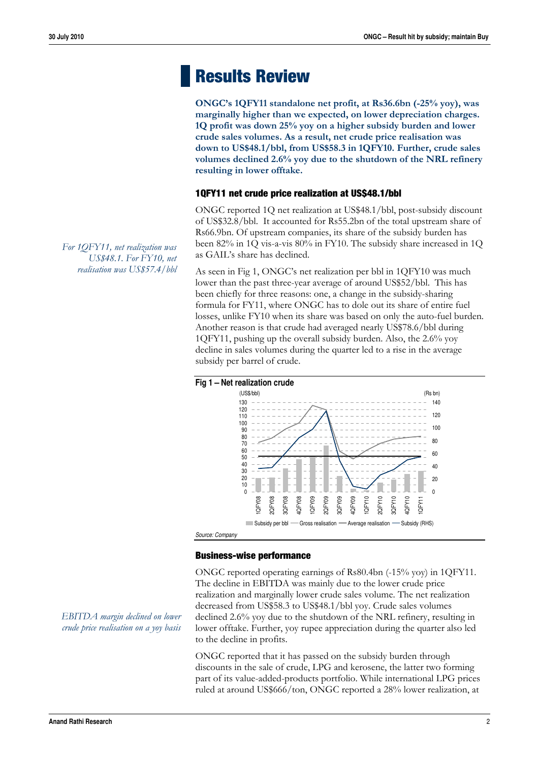# Results Review

**ONGC's 1QFY11 standalone net profit, at Rs36.6bn (-25% yoy), was marginally higher than we expected, on lower depreciation charges. 1Q profit was down 25% yoy on a higher subsidy burden and lower crude sales volumes. As a result, net crude price realisation was down to US$48.1/bbl, from US$58.3 in 1QFY10. Further, crude sales volumes declined 2.6% yoy due to the shutdown of the NRL refinery resulting in lower offtake.**

### 1QFY11 net crude price realization at US$48.1/bbl

*For 1QFY11, net realization was US$48.1. For FY10, net realisation was US$57.4/bbl*

ONGC reported 1Q net realization at US$48.1/bbl, post-subsidy discount of US$32.8/bbl. It accounted for Rs55.2bn of the total upstream share of Rs66.9bn. Of upstream companies, its share of the subsidy burden has been 82% in 1Q vis-a-vis 80% in FY10. The subsidy share increased in 1Q as GAIL's share has declined.

As seen in Fig 1, ONGC's net realization per bbl in 1QFY10 was much lower than the past three-year average of around US$52/bbl. This has been chiefly for three reasons: one, a change in the subsidy-sharing formula for FY11, where ONGC has to dole out its share of entire fuel losses, unlike FY10 when its share was based on only the auto-fuel burden. Another reason is that crude had averaged nearly US$78.6/bbl during 1QFY11, pushing up the overall subsidy burden. Also, the 2.6% yoy decline in sales volumes during the quarter led to a rise in the average subsidy per barrel of crude.

**Fig 1 – Net realization crude**

Source: Company

### Business-wise performance

*EBITDA margin declined on lower crude price realisation on a yoy basis*

ONGC reported operating earnings of Rs80.4bn (-15% yoy) in 1QFY11. The decline in EBITDA was mainly due to the lower crude price realization and marginally lower crude sales volume. The net realization decreased from US$58.3 to US$48.1/bbl yoy. Crude sales volumes declined 2.6% yoy due to the shutdown of the NRL refinery, resulting in lower offtake. Further, yoy rupee appreciation during the quarter also led to the decline in profits.

ONGC reported that it has passed on the subsidy burden through discounts in the sale of crude, LPG and kerosene, the latter two forming part of its value-added-products portfolio. While international LPG prices ruled at around US$666/ton, ONGC reported a 28% lower realization, at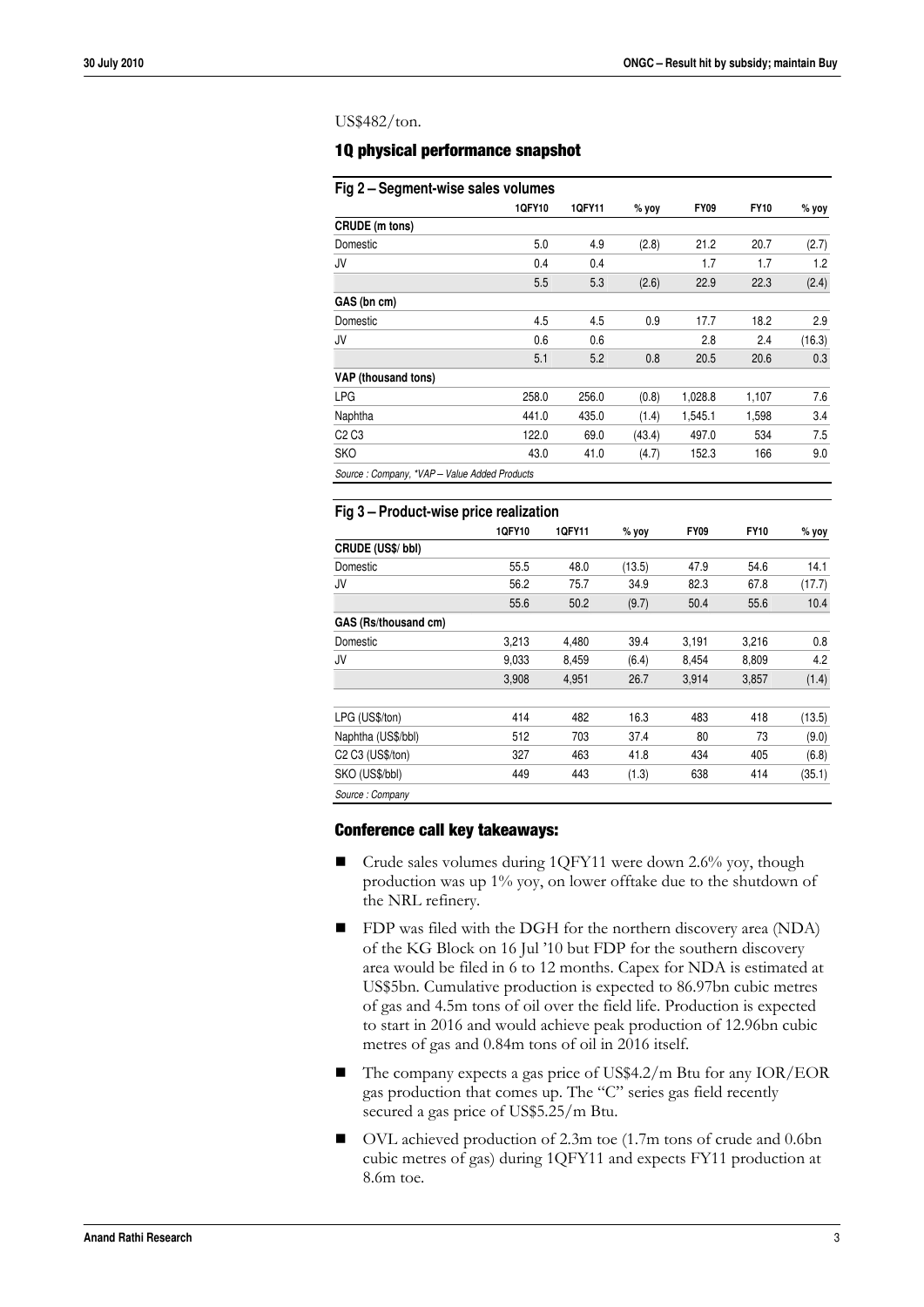US$482/ton.

## 1Q physical performance snapshot

**Fig 2 – Segment-wise sales volumes**

| | 1QFY10 | 1QFY11 | % yoy | FY09 | FY10 | % yoy |
|---|---|---|---|---|---|---|
| **CRUDE (m tons)** | | | | | | |
| Domestic | 5.0 | 4.9 | (2.8) | 21.2 | 20.7 | (2.7) |
| JV | 0.4 | 0.4 | | 1.7 | 1.7 | 1.2 |
| | 5.5 | 5.3 | (2.6) | 22.9 | 22.3 | (2.4) |
| **GAS (bn cm)** | | | | | | |
| Domestic | 4.5 | 4.5 | 0.9 | 17.7 | 18.2 | 2.9 |
| JV | 0.6 | 0.6 | | 2.8 | 2.4 | (16.3) |
| | 5.1 | 5.2 | 0.8 | 20.5 | 20.6 | 0.3 |
| **VAP (thousand tons)** | | | | | | |
| LPG | 258.0 | 256.0 | (0.8) | 1,028.8 | 1,107 | 7.6 |
| Naphtha | 441.0 | 435.0 | (1.4) | 1,545.1 | 1,598 | 3.4 |
| C2 C3 | 122.0 | 69.0 | (43.4) | 497.0 | 534 | 7.5 |
| SKO | 43.0 | 41.0 | (4.7) | 152.3 | 166 | 9.0 |

*Source : Company, *VAP – Value Added Products*

**Fig 3 – Product-wise price realization**

| | 1QFY10 | 1QFY11 | % yoy | FY09 | FY10 | % yoy |
|---|---|---|---|---|---|---|
| **CRUDE (US$/ bbl)** | | | | | | |
| Domestic | 55.5 | 48.0 | (13.5) | 47.9 | 54.6 | 14.1 |
| JV | 56.2 | 75.7 | 34.9 | 82.3 | 67.8 | (17.7) |
| | 55.6 | 50.2 | (9.7) | 50.4 | 55.6 | 10.4 |
| **GAS (Rs/thousand cm)** | | | | | | |
| Domestic | 3,213 | 4,480 | 39.4 | 3,191 | 3,216 | 0.8 |
| JV | 9,033 | 8,459 | (6.4) | 8,454 | 8,809 | 4.2 |
| | 3,908 | 4,951 | 26.7 | 3,914 | 3,857 | (1.4) |
| | | | | | | |
| LPG (US$/ton) | 414 | 482 | 16.3 | 483 | 418 | (13.5) |
| Naphtha (US$/bbl) | 512 | 703 | 37.4 | 80 | 73 | (9.0) |
| C2 C3 (US$/ton) | 327 | 463 | 41.8 | 434 | 405 | (6.8) |
| SKO (US$/bbl) | 449 | 443 | (1.3) | 638 | 414 | (35.1) |

*Source : Company*

## Conference call key takeaways:

- Crude sales volumes during 1QFY11 were down 2.6% yoy, though production was up 1% yoy, on lower offtake due to the shutdown of the NRL refinery.
- FDP was filed with the DGH for the northern discovery area (NDA) of the KG Block on 16 Jul '10 but FDP for the southern discovery area would be filed in 6 to 12 months. Capex for NDA is estimated at US$5bn. Cumulative production is expected to 86.97bn cubic metres of gas and 4.5m tons of oil over the field life. Production is expected to start in 2016 and would achieve peak production of 12.96bn cubic metres of gas and 0.84m tons of oil in 2016 itself.
- The company expects a gas price of US$4.2/m Btu for any IOR/EOR gas production that comes up. The "C" series gas field recently secured a gas price of US$5.25/m Btu.
- OVL achieved production of 2.3m toe (1.7m tons of crude and 0.6bn cubic metres of gas) during 1QFY11 and expects FY11 production at 8.6m toe.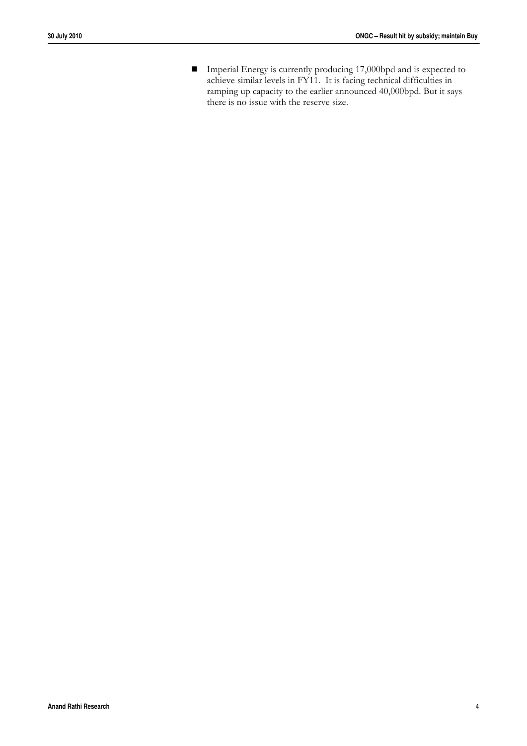- Imperial Energy is currently producing 17,000bpd and is expected to achieve similar levels in FY11. It is facing technical difficulties in ramping up capacity to the earlier announced 40,000bpd. But it says there is no issue with the reserve size.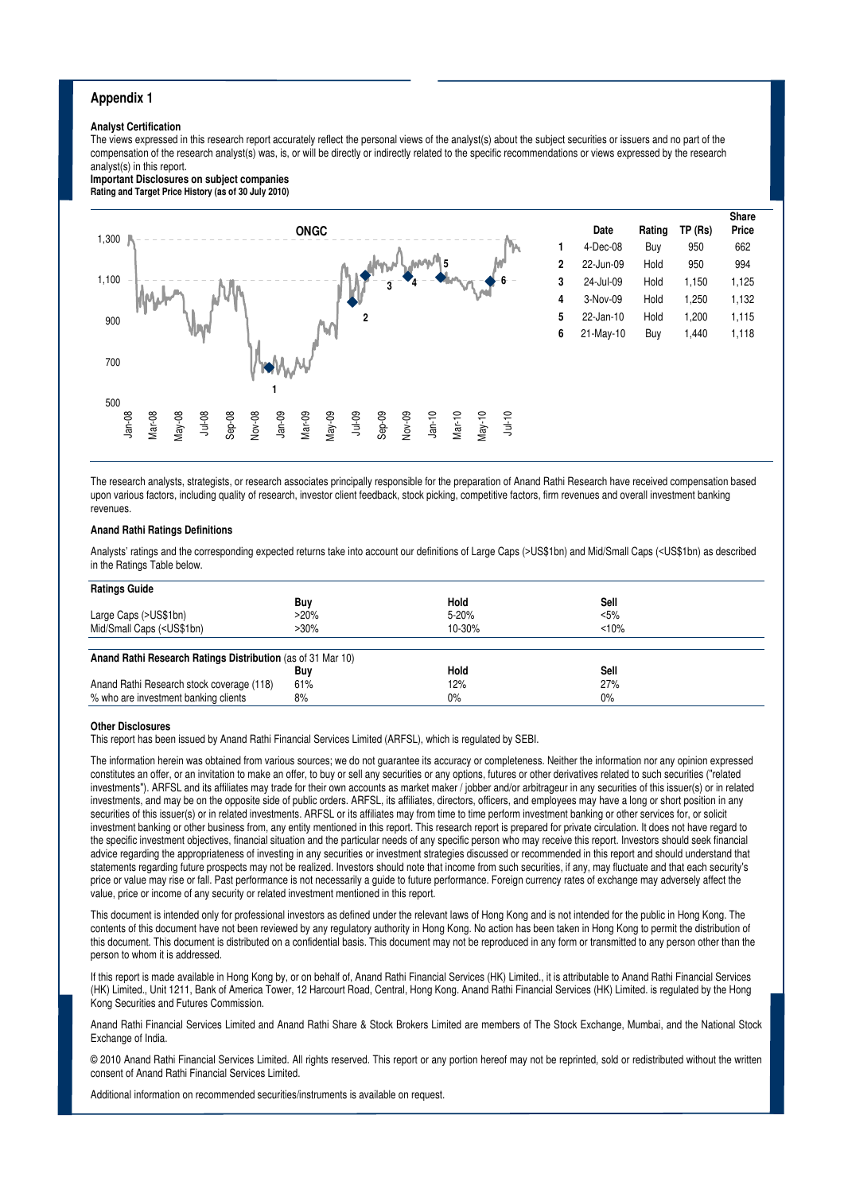## Appendix 1

**Analyst Certification**

The views expressed in this research report accurately reflect the personal views of the analyst(s) about the subject securities or issuers and no part of the compensation of the research analyst(s) was, is, or will be directly or indirectly related to the specific recommendations or views expressed by the research analyst(s) in this report.

**Important Disclosures on subject companies**

**Rating and Target Price History (as of 30 July 2010)**

ONGC

1,300
1,100
900
700
500

Jan-08 Mar-08 May-08 Jul-08 Sep-08 Nov-08 Jan-09 Mar-09 May-09 Jul-09 Sep-09 Nov-09 Jan-10 Mar-10 May-10 Jul-10

1 2 3 4 5 6

| | Date | Rating | TP (Rs) | Share Price |
|---|---|---|---|---|
| 1 | 4-Dec-08 | Buy | 950 | 662 |
| 2 | 22-Jun-09 | Hold | 950 | 994 |
| 3 | 24-Jul-09 | Hold | 1,150 | 1,125 |
| 4 | 3-Nov-09 | Hold | 1,250 | 1,132 |
| 5 | 22-Jan-10 | Hold | 1,200 | 1,115 |
| 6 | 21-May-10 | Buy | 1,440 | 1,118 |

The research analysts, strategists, or research associates principally responsible for the preparation of Anand Rathi Research have received compensation based upon various factors, including quality of research, investor client feedback, stock picking, competitive factors, firm revenues and overall investment banking revenues.

**Anand Rathi Ratings Definitions**

Analysts' ratings and the corresponding expected returns take into account our definitions of Large Caps (>US$1bn) and Mid/Small Caps (<US$1bn) as described in the Ratings Table below.

| Ratings Guide | Buy | Hold | Sell |
|---|---|---|---|
| Large Caps (>US$1bn) | >20% | 5-20% | <5% |
| Mid/Small Caps (<US$1bn) | >30% | 10-30% | <10% |

| Anand Rathi Research Ratings Distribution (as of 31 Mar 10) | Buy | Hold | Sell |
|---|---|---|---|
| Anand Rathi Research stock coverage (118) | 61% | 12% | 27% |
| % who are investment banking clients | 8% | 0% | 0% |

**Other Disclosures**

This report has been issued by Anand Rathi Financial Services Limited (ARFSL), which is regulated by SEBI.

The information herein was obtained from various sources; we do not guarantee its accuracy or completeness. Neither the information nor any opinion expressed constitutes an offer, or an invitation to make an offer, to buy or sell any securities or any options, futures or other derivatives related to such securities ("related investments"). ARFSL and its affiliates may trade for their own accounts as market maker / jobber and/or arbitrageur in any securities of this issuer(s) or in related investments, and may be on the opposite side of public orders. ARFSL, its affiliates, directors, officers, and employees may have a long or short position in any securities of this issuer(s) or in related investments. ARFSL or its affiliates may from time to time perform investment banking or other services for, or solicit investment banking or other business from, any entity mentioned in this report. This research report is prepared for private circulation. It does not have regard to the specific investment objectives, financial situation and the particular needs of any specific person who may receive this report. Investors should seek financial advice regarding the appropriateness of investing in any securities or investment strategies discussed or recommended in this report and should understand that statements regarding future prospects may not be realized. Investors should note that income from such securities, if any, may fluctuate and that each security's price or value may rise or fall. Past performance is not necessarily a guide to future performance. Foreign currency rates of exchange may adversely affect the value, price or income of any security or related investment mentioned in this report.

This document is intended only for professional investors as defined under the relevant laws of Hong Kong and is not intended for the public in Hong Kong. The contents of this document have not been reviewed by any regulatory authority in Hong Kong. No action has been taken in Hong Kong to permit the distribution of this document. This document is distributed on a confidential basis. This document may not be reproduced in any form or transmitted to any person other than the person to whom it is addressed.

If this report is made available in Hong Kong by, or on behalf of, Anand Rathi Financial Services (HK) Limited., it is attributable to Anand Rathi Financial Services (HK) Limited., Unit 1211, Bank of America Tower, 12 Harcourt Road, Central, Hong Kong. Anand Rathi Financial Services (HK) Limited. is regulated by the Hong Kong Securities and Futures Commission.

Anand Rathi Financial Services Limited and Anand Rathi Share & Stock Brokers Limited are members of The Stock Exchange, Mumbai, and the National Stock Exchange of India.

© 2010 Anand Rathi Financial Services Limited. All rights reserved. This report or any portion hereof may not be reprinted, sold or redistributed without the written consent of Anand Rathi Financial Services Limited.

Additional information on recommended securities/instruments is available on request.